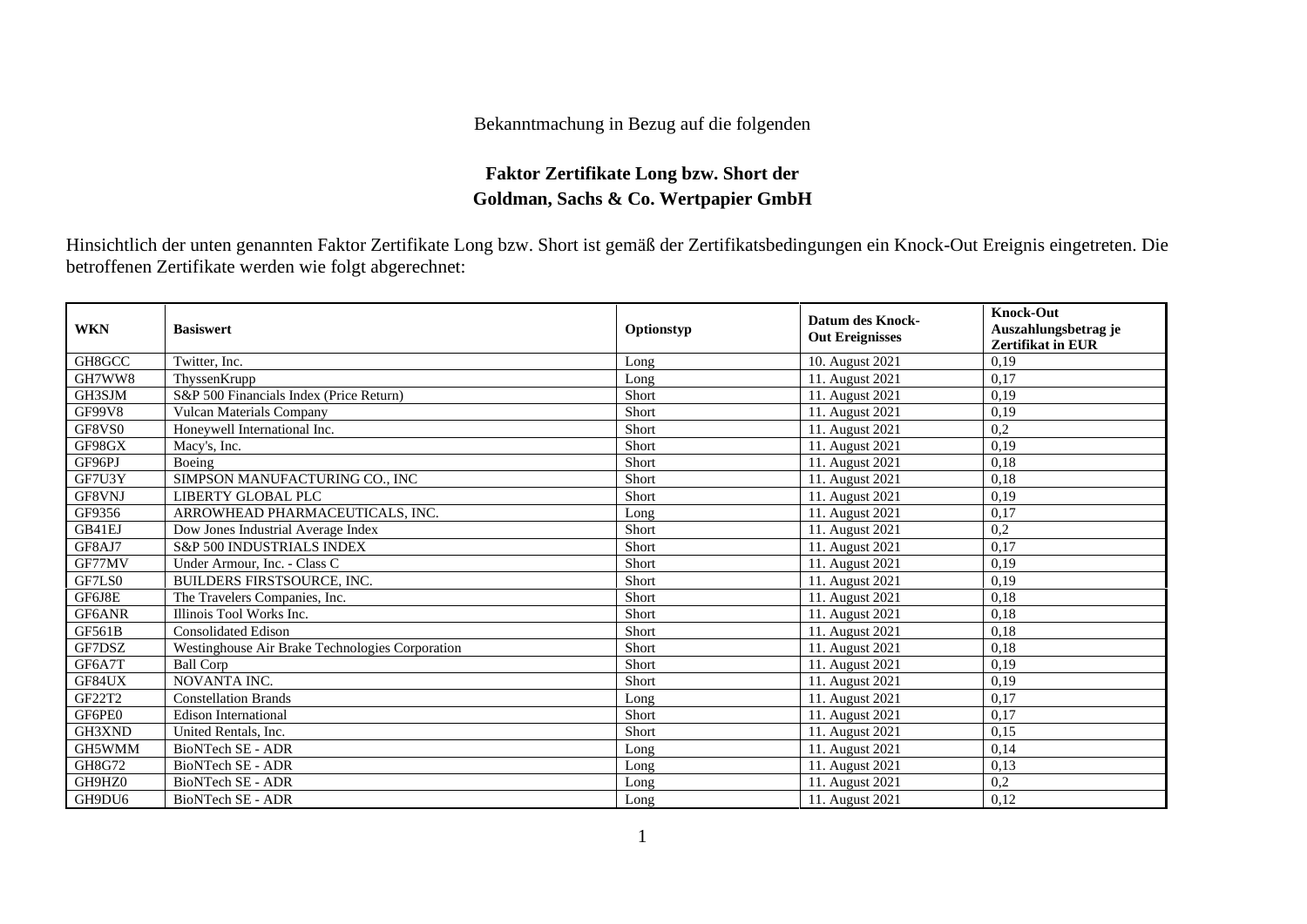Bekanntmachung in Bezug auf die folgenden

**Faktor Zertifikate Long bzw. Short der**
**Goldman, Sachs & Co. Wertpapier GmbH**

Hinsichtlich der unten genannten Faktor Zertifikate Long bzw. Short ist gemäß der Zertifikatsbedingungen ein Knock-Out Ereignis eingetreten. Die betroffenen Zertifikate werden wie folgt abgerechnet:

| **WKN** | **Basiswert** | **Optionstyp** | **Datum des Knock-Out Ereignisses** | **Knock-Out Auszahlungsbetrag je Zertifikat in EUR** |
|---|---|---|---|---|
| GH8GCC | Twitter, Inc. | Long | 10. August 2021 | 0,19 |
| GH7WW8 | ThyssenKrupp | Long | 11. August 2021 | 0,17 |
| GH3SJM | S&P 500 Financials Index (Price Return) | Short | 11. August 2021 | 0,19 |
| GF99V8 | Vulcan Materials Company | Short | 11. August 2021 | 0,19 |
| GF8VS0 | Honeywell International Inc. | Short | 11. August 2021 | 0,2 |
| GF98GX | Macy's, Inc. | Short | 11. August 2021 | 0,19 |
| GF96PJ | Boeing | Short | 11. August 2021 | 0,18 |
| GF7U3Y | SIMPSON MANUFACTURING CO., INC | Short | 11. August 2021 | 0,18 |
| GF8VNJ | LIBERTY GLOBAL PLC | Short | 11. August 2021 | 0,19 |
| GF9356 | ARROWHEAD PHARMACEUTICALS, INC. | Long | 11. August 2021 | 0,17 |
| GB41EJ | Dow Jones Industrial Average Index | Short | 11. August 2021 | 0,2 |
| GF8AJ7 | S&P 500 INDUSTRIALS INDEX | Short | 11. August 2021 | 0,17 |
| GF77MV | Under Armour, Inc. - Class C | Short | 11. August 2021 | 0,19 |
| GF7LS0 | BUILDERS FIRSTSOURCE, INC. | Short | 11. August 2021 | 0,19 |
| GF6J8E | The Travelers Companies, Inc. | Short | 11. August 2021 | 0,18 |
| GF6ANR | Illinois Tool Works Inc. | Short | 11. August 2021 | 0,18 |
| GF561B | Consolidated Edison | Short | 11. August 2021 | 0,18 |
| GF7DSZ | Westinghouse Air Brake Technologies Corporation | Short | 11. August 2021 | 0,18 |
| GF6A7T | Ball Corp | Short | 11. August 2021 | 0,19 |
| GF84UX | NOVANTA INC. | Short | 11. August 2021 | 0,19 |
| GF22T2 | Constellation Brands | Long | 11. August 2021 | 0,17 |
| GF6PE0 | Edison International | Short | 11. August 2021 | 0,17 |
| GH3XND | United Rentals, Inc. | Short | 11. August 2021 | 0,15 |
| GH5WMM | BioNTech SE - ADR | Long | 11. August 2021 | 0,14 |
| GH8G72 | BioNTech SE - ADR | Long | 11. August 2021 | 0,13 |
| GH9HZ0 | BioNTech SE - ADR | Long | 11. August 2021 | 0,2 |
| GH9DU6 | BioNTech SE - ADR | Long | 11. August 2021 | 0,12 |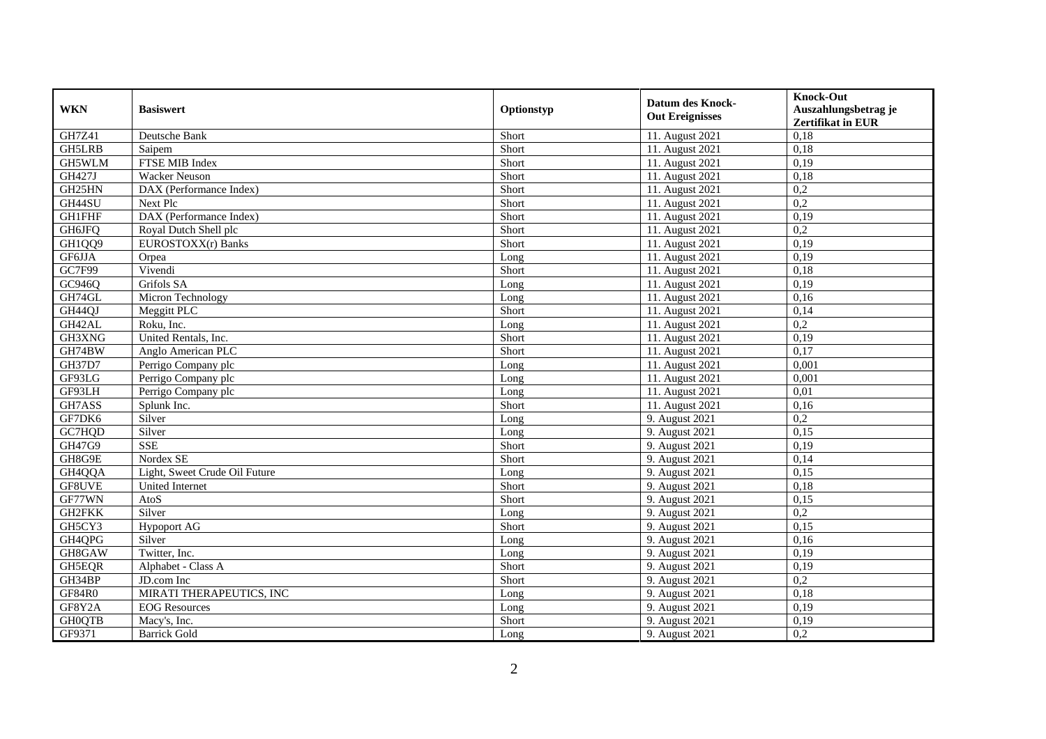| WKN | Basiswert | Optionstyp | Datum des Knock-Out Ereignisses | Knock-Out Auszahlungsbetrag je Zertifikat in EUR |
|---|---|---|---|---|
| GH7Z41 | Deutsche Bank | Short | 11. August 2021 | 0,18 |
| GH5LRB | Saipem | Short | 11. August 2021 | 0,18 |
| GH5WLM | FTSE MIB Index | Short | 11. August 2021 | 0,19 |
| GH427J | Wacker Neuson | Short | 11. August 2021 | 0,18 |
| GH25HN | DAX (Performance Index) | Short | 11. August 2021 | 0,2 |
| GH44SU | Next Plc | Short | 11. August 2021 | 0,2 |
| GH1FHF | DAX (Performance Index) | Short | 11. August 2021 | 0,19 |
| GH6JFQ | Royal Dutch Shell plc | Short | 11. August 2021 | 0,2 |
| GH1QQ9 | EUROSTOXX(r) Banks | Short | 11. August 2021 | 0,19 |
| GF6JJA | Orpea | Long | 11. August 2021 | 0,19 |
| GC7F99 | Vivendi | Short | 11. August 2021 | 0,18 |
| GC946Q | Grifols SA | Long | 11. August 2021 | 0,19 |
| GH74GL | Micron Technology | Long | 11. August 2021 | 0,16 |
| GH44QJ | Meggitt PLC | Short | 11. August 2021 | 0,14 |
| GH42AL | Roku, Inc. | Long | 11. August 2021 | 0,2 |
| GH3XNG | United Rentals, Inc. | Short | 11. August 2021 | 0,19 |
| GH74BW | Anglo American PLC | Short | 11. August 2021 | 0,17 |
| GH37D7 | Perrigo Company plc | Long | 11. August 2021 | 0,001 |
| GF93LG | Perrigo Company plc | Long | 11. August 2021 | 0,001 |
| GF93LH | Perrigo Company plc | Long | 11. August 2021 | 0,01 |
| GH7ASS | Splunk Inc. | Short | 11. August 2021 | 0,16 |
| GF7DK6 | Silver | Long | 9. August 2021 | 0,2 |
| GC7HQD | Silver | Long | 9. August 2021 | 0,15 |
| GH47G9 | SSE | Short | 9. August 2021 | 0,19 |
| GH8G9E | Nordex SE | Short | 9. August 2021 | 0,14 |
| GH4QQA | Light, Sweet Crude Oil Future | Long | 9. August 2021 | 0,15 |
| GF8UVE | United Internet | Short | 9. August 2021 | 0,18 |
| GF77WN | AtoS | Short | 9. August 2021 | 0,15 |
| GH2FKK | Silver | Long | 9. August 2021 | 0,2 |
| GH5CY3 | Hypoport AG | Short | 9. August 2021 | 0,15 |
| GH4QPG | Silver | Long | 9. August 2021 | 0,16 |
| GH8GAW | Twitter, Inc. | Long | 9. August 2021 | 0,19 |
| GH5EQR | Alphabet - Class A | Short | 9. August 2021 | 0,19 |
| GH34BP | JD.com Inc | Short | 9. August 2021 | 0,2 |
| GF84R0 | MIRATI THERAPEUTICS, INC | Long | 9. August 2021 | 0,18 |
| GF8Y2A | EOG Resources | Long | 9. August 2021 | 0,19 |
| GH0QTB | Macy's, Inc. | Short | 9. August 2021 | 0,19 |
| GF9371 | Barrick Gold | Long | 9. August 2021 | 0,2 |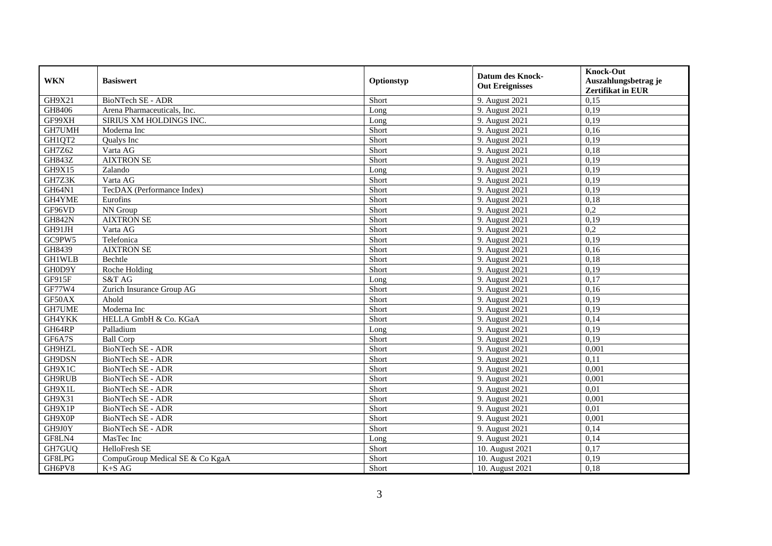| WKN | Basiswert | Optionstyp | Datum des Knock-Out Ereignisses | Knock-Out Auszahlungsbetrag je Zertifikat in EUR |
|---|---|---|---|---|
| GH9X21 | BioNTech SE - ADR | Short | 9. August 2021 | 0,15 |
| GH8406 | Arena Pharmaceuticals, Inc. | Long | 9. August 2021 | 0,19 |
| GF99XH | SIRIUS XM HOLDINGS INC. | Long | 9. August 2021 | 0,19 |
| GH7UMH | Moderna Inc | Short | 9. August 2021 | 0,16 |
| GH1QT2 | Qualys Inc | Short | 9. August 2021 | 0,19 |
| GH7Z62 | Varta AG | Short | 9. August 2021 | 0,18 |
| GH843Z | AIXTRON SE | Short | 9. August 2021 | 0,19 |
| GH9X15 | Zalando | Long | 9. August 2021 | 0,19 |
| GH7Z3K | Varta AG | Short | 9. August 2021 | 0,19 |
| GH64N1 | TecDAX (Performance Index) | Short | 9. August 2021 | 0,19 |
| GH4YME | Eurofins | Short | 9. August 2021 | 0,18 |
| GF96VD | NN Group | Short | 9. August 2021 | 0,2 |
| GH842N | AIXTRON SE | Short | 9. August 2021 | 0,19 |
| GH91JH | Varta AG | Short | 9. August 2021 | 0,2 |
| GC9PW5 | Telefonica | Short | 9. August 2021 | 0,19 |
| GH8439 | AIXTRON SE | Short | 9. August 2021 | 0,16 |
| GH1WLB | Bechtle | Short | 9. August 2021 | 0,18 |
| GH0D9Y | Roche Holding | Short | 9. August 2021 | 0,19 |
| GF915F | S&T AG | Long | 9. August 2021 | 0,17 |
| GF77W4 | Zurich Insurance Group AG | Short | 9. August 2021 | 0,16 |
| GF50AX | Ahold | Short | 9. August 2021 | 0,19 |
| GH7UME | Moderna Inc | Short | 9. August 2021 | 0,19 |
| GH4YKK | HELLA GmbH & Co. KGaA | Short | 9. August 2021 | 0,14 |
| GH64RP | Palladium | Long | 9. August 2021 | 0,19 |
| GF6A7S | Ball Corp | Short | 9. August 2021 | 0,19 |
| GH9HZL | BioNTech SE - ADR | Short | 9. August 2021 | 0,001 |
| GH9DSN | BioNTech SE - ADR | Short | 9. August 2021 | 0,11 |
| GH9X1C | BioNTech SE - ADR | Short | 9. August 2021 | 0,001 |
| GH9RUB | BioNTech SE - ADR | Short | 9. August 2021 | 0,001 |
| GH9X1L | BioNTech SE - ADR | Short | 9. August 2021 | 0,01 |
| GH9X31 | BioNTech SE - ADR | Short | 9. August 2021 | 0,001 |
| GH9X1P | BioNTech SE - ADR | Short | 9. August 2021 | 0,01 |
| GH9X0P | BioNTech SE - ADR | Short | 9. August 2021 | 0,001 |
| GH9J0Y | BioNTech SE - ADR | Short | 9. August 2021 | 0,14 |
| GF8LN4 | MasTec Inc | Long | 9. August 2021 | 0,14 |
| GH7GUQ | HelloFresh SE | Short | 10. August 2021 | 0,17 |
| GF8LPG | CompuGroup Medical SE & Co KgaA | Short | 10. August 2021 | 0,19 |
| GH6PV8 | K+S AG | Short | 10. August 2021 | 0,18 |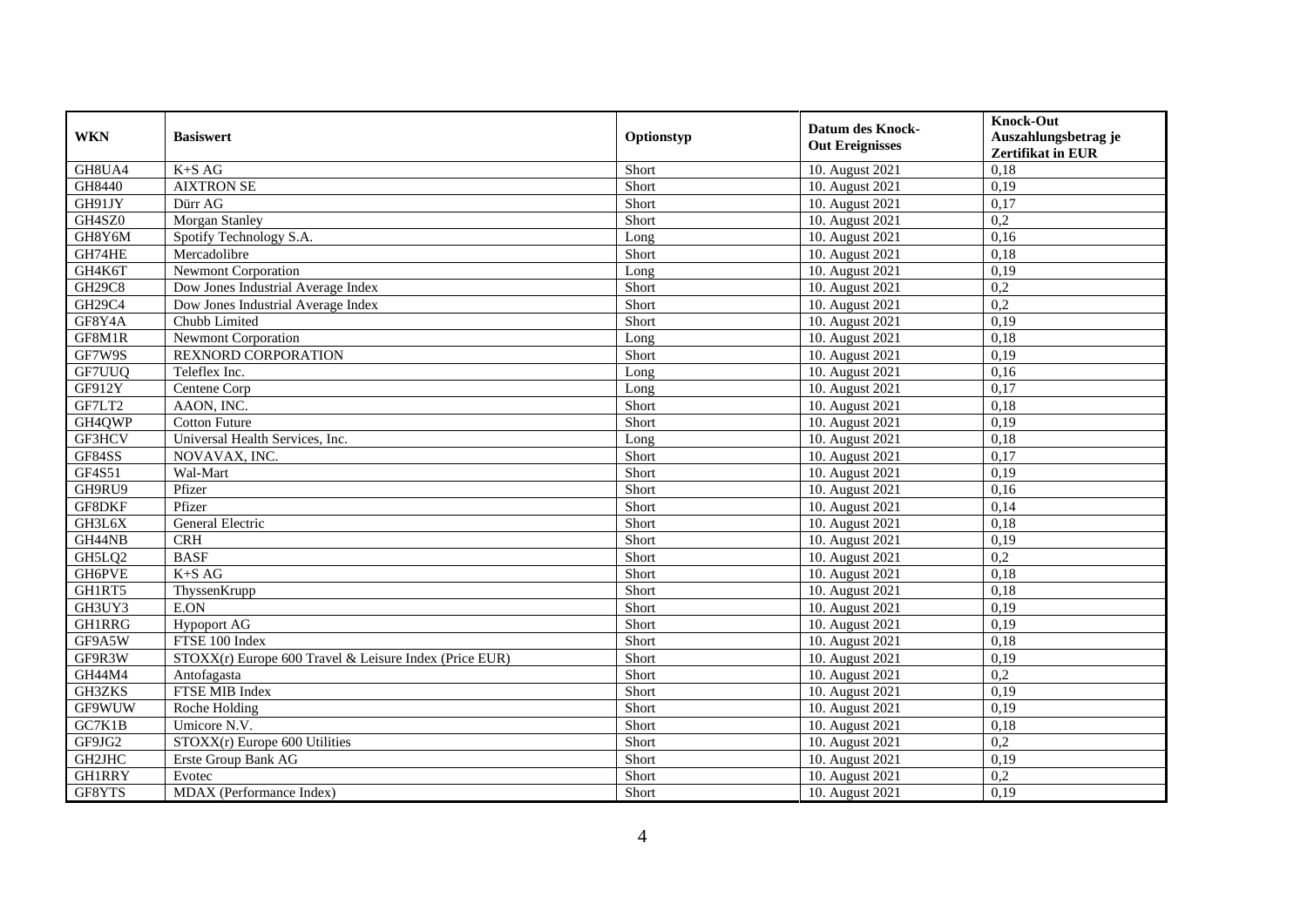| WKN | Basiswert | Optionstyp | Datum des Knock-Out Ereignisses | Knock-Out Auszahlungsbetrag je Zertifikat in EUR |
|---|---|---|---|---|
| GH8UA4 | K+S AG | Short | 10. August 2021 | 0,18 |
| GH8440 | AIXTRON SE | Short | 10. August 2021 | 0,19 |
| GH91JY | Dürr AG | Short | 10. August 2021 | 0,17 |
| GH4SZ0 | Morgan Stanley | Short | 10. August 2021 | 0,2 |
| GH8Y6M | Spotify Technology S.A. | Long | 10. August 2021 | 0,16 |
| GH74HE | Mercadolibre | Short | 10. August 2021 | 0,18 |
| GH4K6T | Newmont Corporation | Long | 10. August 2021 | 0,19 |
| GH29C8 | Dow Jones Industrial Average Index | Short | 10. August 2021 | 0,2 |
| GH29C4 | Dow Jones Industrial Average Index | Short | 10. August 2021 | 0,2 |
| GF8Y4A | Chubb Limited | Short | 10. August 2021 | 0,19 |
| GF8M1R | Newmont Corporation | Long | 10. August 2021 | 0,18 |
| GF7W9S | REXNORD CORPORATION | Short | 10. August 2021 | 0,19 |
| GF7UUQ | Teleflex Inc. | Long | 10. August 2021 | 0,16 |
| GF912Y | Centene Corp | Long | 10. August 2021 | 0,17 |
| GF7LT2 | AAON, INC. | Short | 10. August 2021 | 0,18 |
| GH4QWP | Cotton Future | Short | 10. August 2021 | 0,19 |
| GF3HCV | Universal Health Services, Inc. | Long | 10. August 2021 | 0,18 |
| GF84SS | NOVAVAX, INC. | Short | 10. August 2021 | 0,17 |
| GF4S51 | Wal-Mart | Short | 10. August 2021 | 0,19 |
| GH9RU9 | Pfizer | Short | 10. August 2021 | 0,16 |
| GF8DKF | Pfizer | Short | 10. August 2021 | 0,14 |
| GH3L6X | General Electric | Short | 10. August 2021 | 0,18 |
| GH44NB | CRH | Short | 10. August 2021 | 0,19 |
| GH5LQ2 | BASF | Short | 10. August 2021 | 0,2 |
| GH6PVE | K+S AG | Short | 10. August 2021 | 0,18 |
| GH1RT5 | ThyssenKrupp | Short | 10. August 2021 | 0,18 |
| GH3UY3 | E.ON | Short | 10. August 2021 | 0,19 |
| GH1RRG | Hypoport AG | Short | 10. August 2021 | 0,19 |
| GF9A5W | FTSE 100 Index | Short | 10. August 2021 | 0,18 |
| GF9R3W | STOXX(r) Europe 600 Travel & Leisure Index (Price EUR) | Short | 10. August 2021 | 0,19 |
| GH44M4 | Antofagasta | Short | 10. August 2021 | 0,2 |
| GH3ZKS | FTSE MIB Index | Short | 10. August 2021 | 0,19 |
| GF9WUW | Roche Holding | Short | 10. August 2021 | 0,19 |
| GC7K1B | Umicore N.V. | Short | 10. August 2021 | 0,18 |
| GF9JG2 | STOXX(r) Europe 600 Utilities | Short | 10. August 2021 | 0,2 |
| GH2JHC | Erste Group Bank AG | Short | 10. August 2021 | 0,19 |
| GH1RRY | Evotec | Short | 10. August 2021 | 0,2 |
| GF8YTS | MDAX (Performance Index) | Short | 10. August 2021 | 0,19 |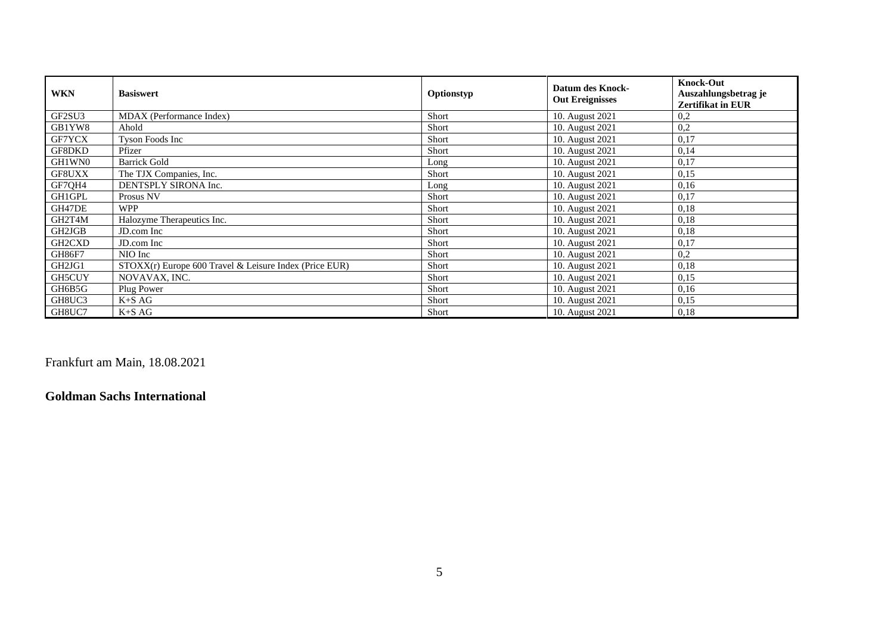| WKN | Basiswert | Optionstyp | Datum des Knock-Out Ereignisses | Knock-Out Auszahlungsbetrag je Zertifikat in EUR |
|---|---|---|---|---|
| GF2SU3 | MDAX (Performance Index) | Short | 10. August 2021 | 0,2 |
| GB1YW8 | Ahold | Short | 10. August 2021 | 0,2 |
| GF7YCX | Tyson Foods Inc | Short | 10. August 2021 | 0,17 |
| GF8DKD | Pfizer | Short | 10. August 2021 | 0,14 |
| GH1WN0 | Barrick Gold | Long | 10. August 2021 | 0,17 |
| GF8UXX | The TJX Companies, Inc. | Short | 10. August 2021 | 0,15 |
| GF7QH4 | DENTSPLY SIRONA Inc. | Long | 10. August 2021 | 0,16 |
| GH1GPL | Prosus NV | Short | 10. August 2021 | 0,17 |
| GH47DE | WPP | Short | 10. August 2021 | 0,18 |
| GH2T4M | Halozyme Therapeutics Inc. | Short | 10. August 2021 | 0,18 |
| GH2JGB | JD.com Inc | Short | 10. August 2021 | 0,18 |
| GH2CXD | JD.com Inc | Short | 10. August 2021 | 0,17 |
| GH86F7 | NIO Inc | Short | 10. August 2021 | 0,2 |
| GH2JG1 | STOXX(r) Europe 600 Travel & Leisure Index (Price EUR) | Short | 10. August 2021 | 0,18 |
| GH5CUY | NOVAVAX, INC. | Short | 10. August 2021 | 0,15 |
| GH6B5G | Plug Power | Short | 10. August 2021 | 0,16 |
| GH8UC3 | K+S AG | Short | 10. August 2021 | 0,15 |
| GH8UC7 | K+S AG | Short | 10. August 2021 | 0,18 |

Frankfurt am Main, 18.08.2021

**Goldman Sachs International**